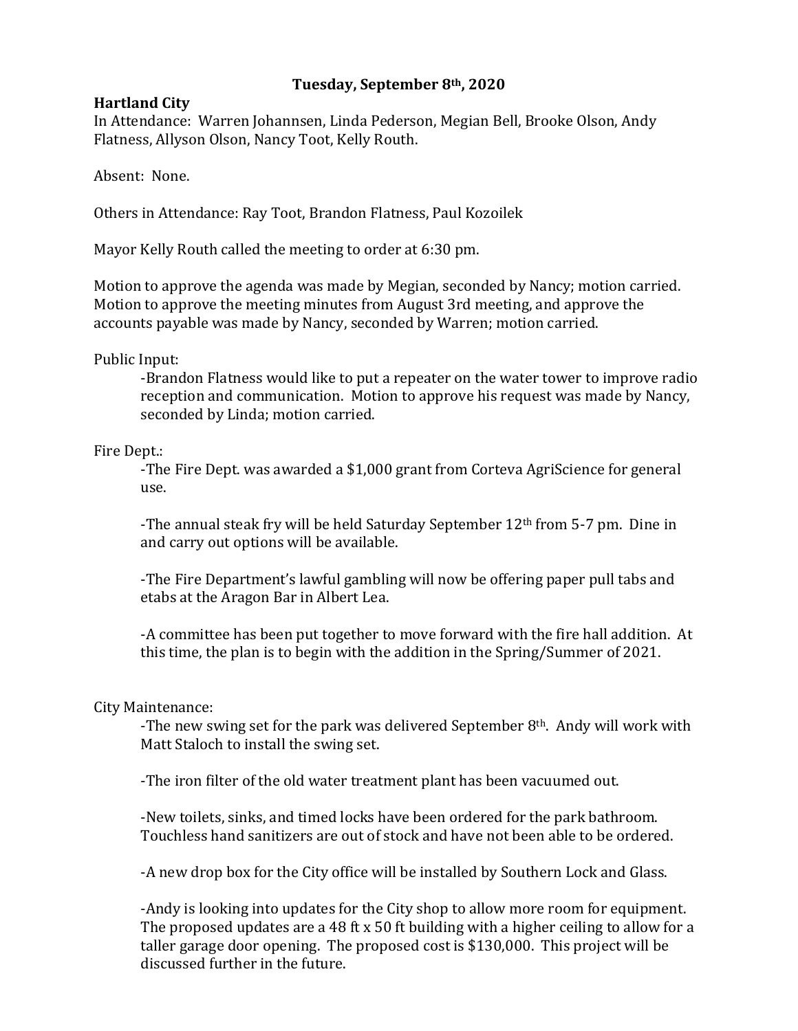**Tuesday, September 8th, 2020**

**Hartland City**

In Attendance: Warren Johannsen, Linda Pederson, Megian Bell, Brooke Olson, Andy Flatness, Allyson Olson, Nancy Toot, Kelly Routh.

Absent: None.

Others in Attendance: Ray Toot, Brandon Flatness, Paul Kozoilek

Mayor Kelly Routh called the meeting to order at 6:30 pm.

Motion to approve the agenda was made by Megian, seconded by Nancy; motion carried. Motion to approve the meeting minutes from August 3rd meeting, and approve the accounts payable was made by Nancy, seconded by Warren; motion carried.

Public Input:

-Brandon Flatness would like to put a repeater on the water tower to improve radio reception and communication. Motion to approve his request was made by Nancy, seconded by Linda; motion carried.

Fire Dept.:

-The Fire Dept. was awarded a $1,000 grant from Corteva AgriScience for general use.

-The annual steak fry will be held Saturday September 12th from 5-7 pm. Dine in and carry out options will be available.

-The Fire Department's lawful gambling will now be offering paper pull tabs and etabs at the Aragon Bar in Albert Lea.

-A committee has been put together to move forward with the fire hall addition. At this time, the plan is to begin with the addition in the Spring/Summer of 2021.

City Maintenance:

-The new swing set for the park was delivered September 8th. Andy will work with Matt Staloch to install the swing set.

-The iron filter of the old water treatment plant has been vacuumed out.

-New toilets, sinks, and timed locks have been ordered for the park bathroom. Touchless hand sanitizers are out of stock and have not been able to be ordered.

-A new drop box for the City office will be installed by Southern Lock and Glass.

-Andy is looking into updates for the City shop to allow more room for equipment. The proposed updates are a 48 ft x 50 ft building with a higher ceiling to allow for a taller garage door opening. The proposed cost is $130,000. This project will be discussed further in the future.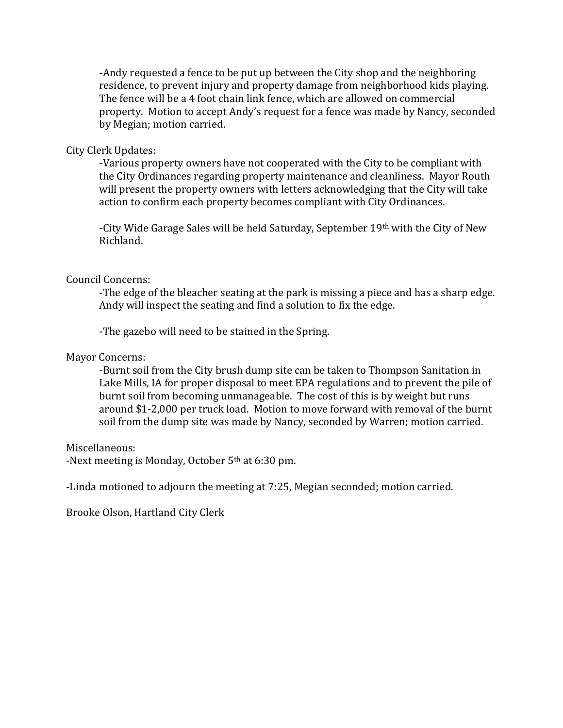-Andy requested a fence to be put up between the City shop and the neighboring residence, to prevent injury and property damage from neighborhood kids playing. The fence will be a 4 foot chain link fence, which are allowed on commercial property. Motion to accept Andy's request for a fence was made by Nancy, seconded by Megian; motion carried.

City Clerk Updates:

-Various property owners have not cooperated with the City to be compliant with the City Ordinances regarding property maintenance and cleanliness. Mayor Routh will present the property owners with letters acknowledging that the City will take action to confirm each property becomes compliant with City Ordinances.

-City Wide Garage Sales will be held Saturday, September 19th with the City of New Richland.

Council Concerns:

-The edge of the bleacher seating at the park is missing a piece and has a sharp edge. Andy will inspect the seating and find a solution to fix the edge.

-The gazebo will need to be stained in the Spring.

Mayor Concerns:

-Burnt soil from the City brush dump site can be taken to Thompson Sanitation in Lake Mills, IA for proper disposal to meet EPA regulations and to prevent the pile of burnt soil from becoming unmanageable. The cost of this is by weight but runs around $1-2,000 per truck load. Motion to move forward with removal of the burnt soil from the dump site was made by Nancy, seconded by Warren; motion carried.

Miscellaneous:

-Next meeting is Monday, October 5th at 6:30 pm.

-Linda motioned to adjourn the meeting at 7:25, Megian seconded; motion carried.

Brooke Olson, Hartland City Clerk